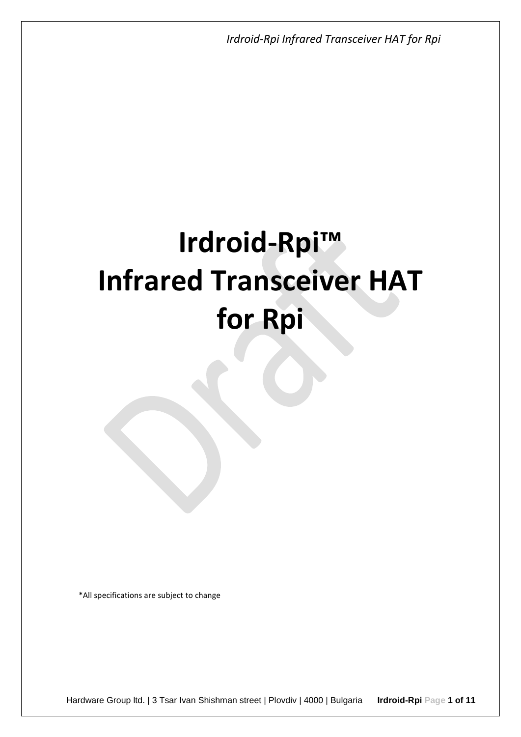# Irdroid-Rpi™ Infrared Transceiver HAT for Rpi

*All specifications are subject to change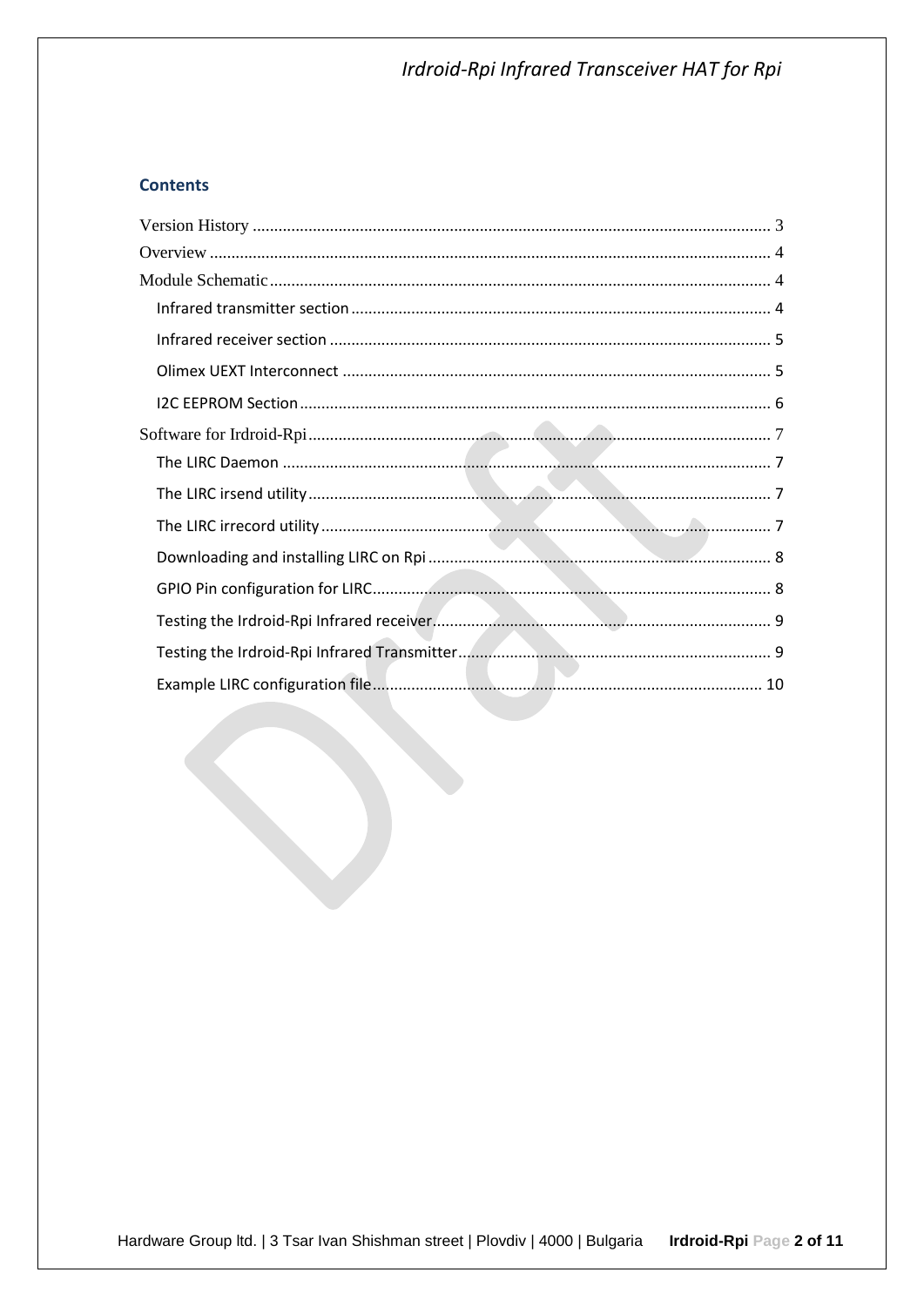## Contents

- Version History ........................................................ 3
- Overview ........................................................ 4
- Module Schematic ........................................................ 4
  - Infrared transmitter section ........................................................ 4
  - Infrared receiver section ........................................................ 5
  - Olimex UEXT Interconnect ........................................................ 5
  - I2C EEPROM Section ........................................................ 6
- Software for Irdroid-Rpi ........................................................ 7
  - The LIRC Daemon ........................................................ 7
  - The LIRC irsend utility ........................................................ 7
  - The LIRC irrecord utility ........................................................ 7
  - Downloading and installing LIRC on Rpi ........................................................ 8
  - GPIO Pin configuration for LIRC ........................................................ 8
  - Testing the Irdroid-Rpi Infrared receiver ........................................................ 9
  - Testing the Irdroid-Rpi Infrared Transmitter ........................................................ 9
  - Example LIRC configuration file ........................................................ 10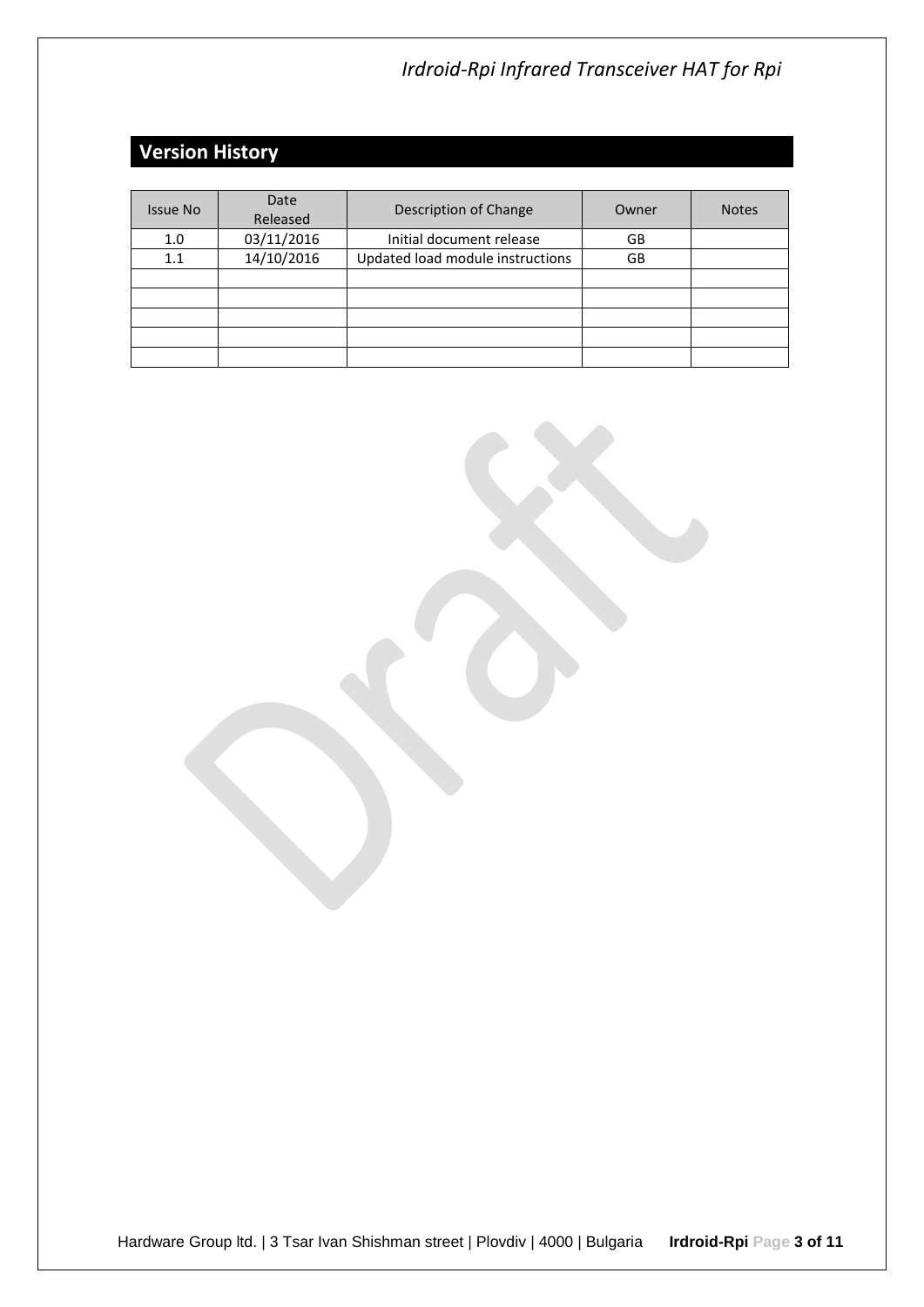## Version History

| Issue No | Date Released | Description of Change | Owner | Notes |
|---|---|---|---|---|
| 1.0 | 03/11/2016 | Initial document release | GB | |
| 1.1 | 14/10/2016 | Updated load module instructions | GB | |
| | | | | |
| | | | | |
| | | | | |
| | | | | |
| | | | | |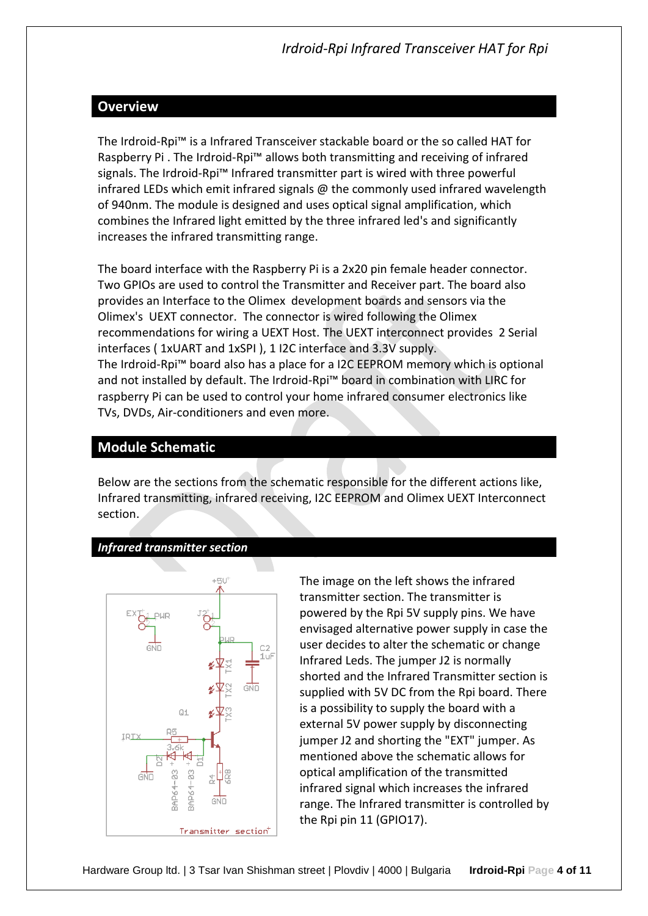## Overview

The Irdroid-Rpi™ is a Infrared Transceiver stackable board or the so called HAT for Raspberry Pi . The Irdroid-Rpi™ allows both transmitting and receiving of infrared signals. The Irdroid-Rpi™ Infrared transmitter part is wired with three powerful infrared LEDs which emit infrared signals @ the commonly used infrared wavelength of 940nm. The module is designed and uses optical signal amplification, which combines the Infrared light emitted by the three infrared led's and significantly increases the infrared transmitting range.

The board interface with the Raspberry Pi is a 2x20 pin female header connector. Two GPIOs are used to control the Transmitter and Receiver part. The board also provides an Interface to the Olimex development boards and sensors via the Olimex's UEXT connector. The connector is wired following the Olimex recommendations for wiring a UEXT Host. The UEXT interconnect provides 2 Serial interfaces ( 1xUART and 1xSPI ), 1 I2C interface and 3.3V supply.
The Irdroid-Rpi™ board also has a place for a I2C EEPROM memory which is optional and not installed by default. The Irdroid-Rpi™ board in combination with LIRC for raspberry Pi can be used to control your home infrared consumer electronics like TVs, DVDs, Air-conditioners and even more.

## Module Schematic

Below are the sections from the schematic responsible for the different actions like, Infrared transmitting, infrared receiving, I2C EEPROM and Olimex UEXT Interconnect section.

### *Infrared transmitter section*

The image on the left shows the infrared transmitter section. The transmitter is powered by the Rpi 5V supply pins. We have envisaged alternative power supply in case the user decides to alter the schematic or change Infrared Leds. The jumper J2 is normally shorted and the Infrared Transmitter section is supplied with 5V DC from the Rpi board. There is a possibility to supply the board with a external 5V power supply by disconnecting jumper J2 and shorting the "EXT" jumper. As mentioned above the schematic allows for optical amplification of the transmitted infrared signal which increases the infrared range. The Infrared transmitter is controlled by the Rpi pin 11 (GPIO17).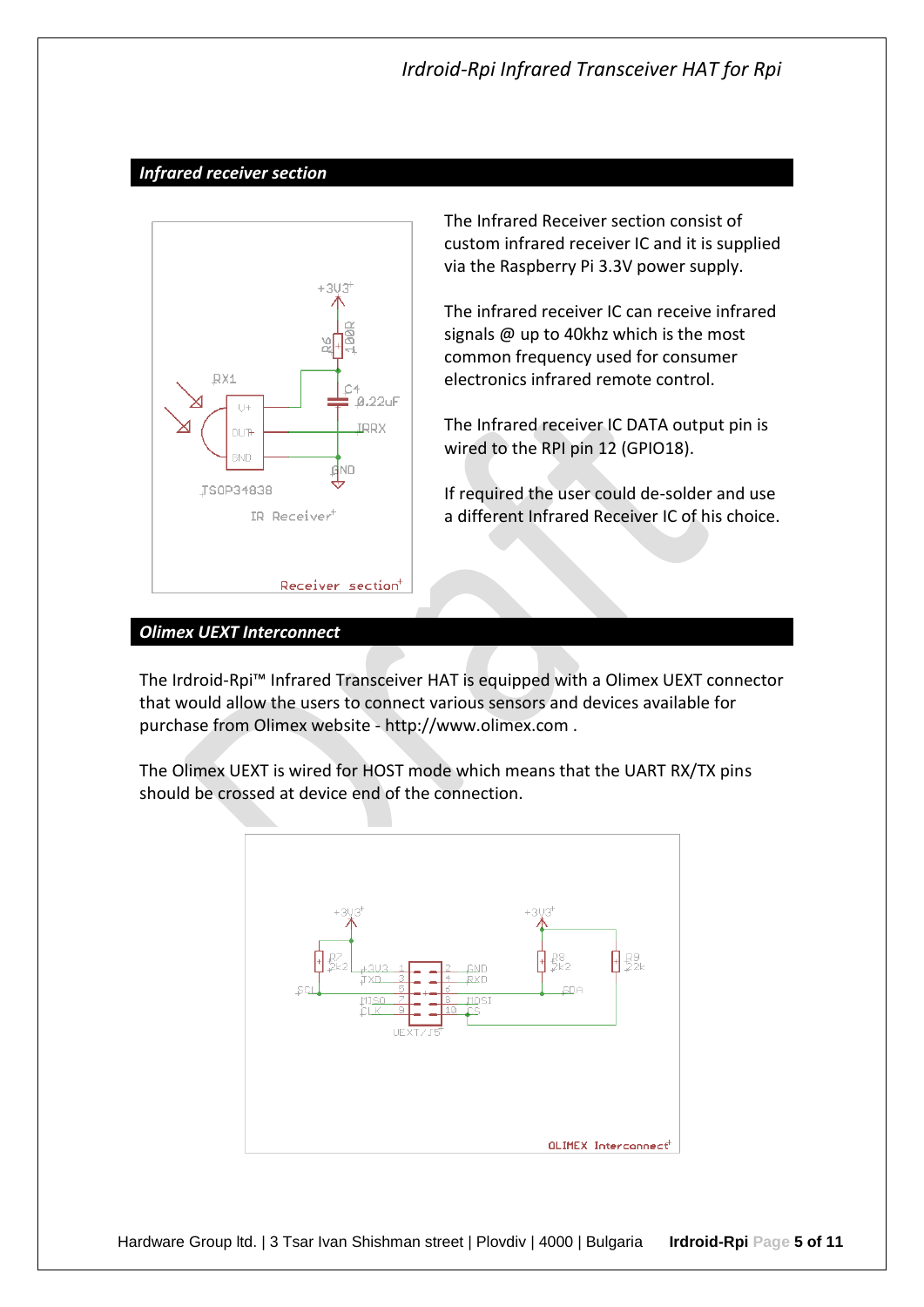## Infrared receiver section

The Infrared Receiver section consist of custom infrared receiver IC and it is supplied via the Raspberry Pi 3.3V power supply.

The infrared receiver IC can receive infrared signals @ up to 40khz which is the most common frequency used for consumer electronics infrared remote control.

The Infrared receiver IC DATA output pin is wired to the RPI pin 12 (GPIO18).

If required the user could de-solder and use a different Infrared Receiver IC of his choice.

## Olimex UEXT Interconnect

The Irdroid-Rpi™ Infrared Transceiver HAT is equipped with a Olimex UEXT connector that would allow the users to connect various sensors and devices available for purchase from Olimex website - http://www.olimex.com .

The Olimex UEXT is wired for HOST mode which means that the UART RX/TX pins should be crossed at device end of the connection.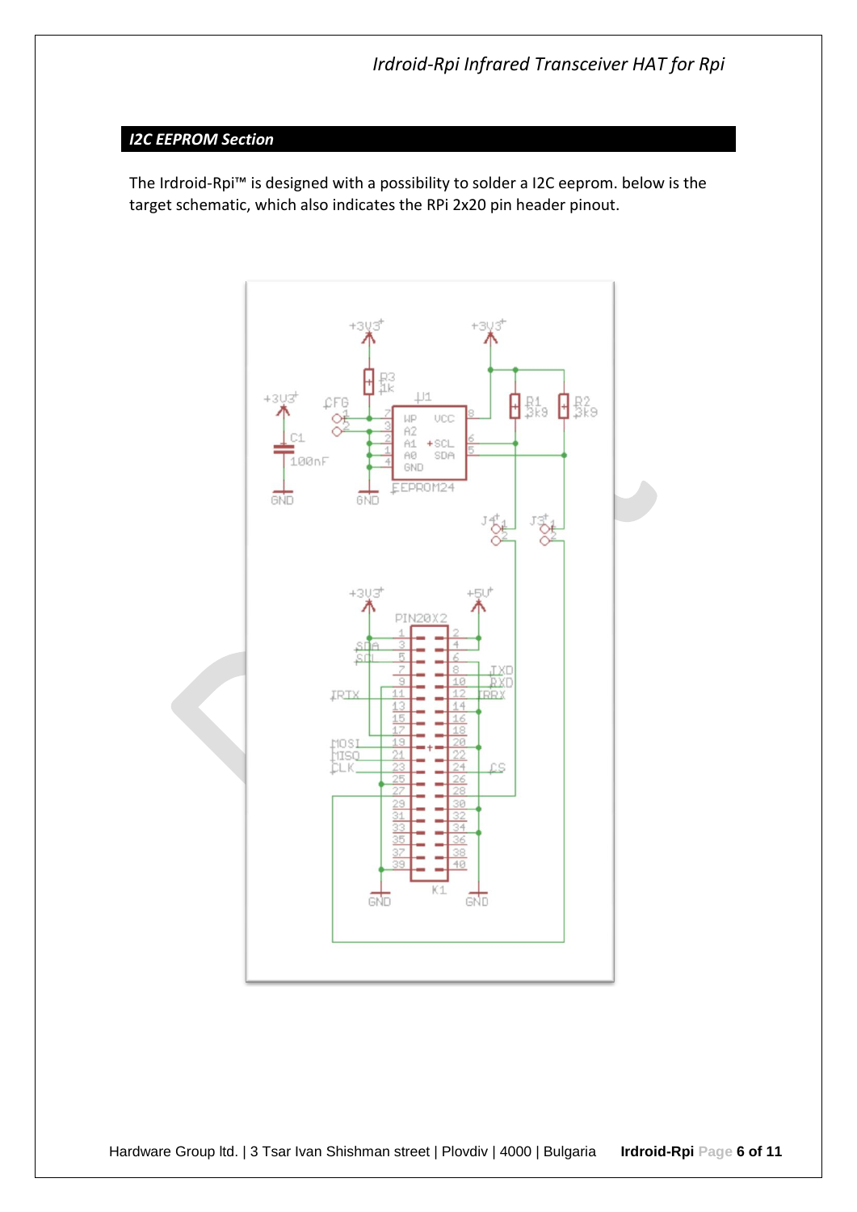## I2C EEPROM Section

The Irdroid-Rpi™ is designed with a possibility to solder a I2C eeprom. below is the target schematic, which also indicates the RPi 2x20 pin header pinout.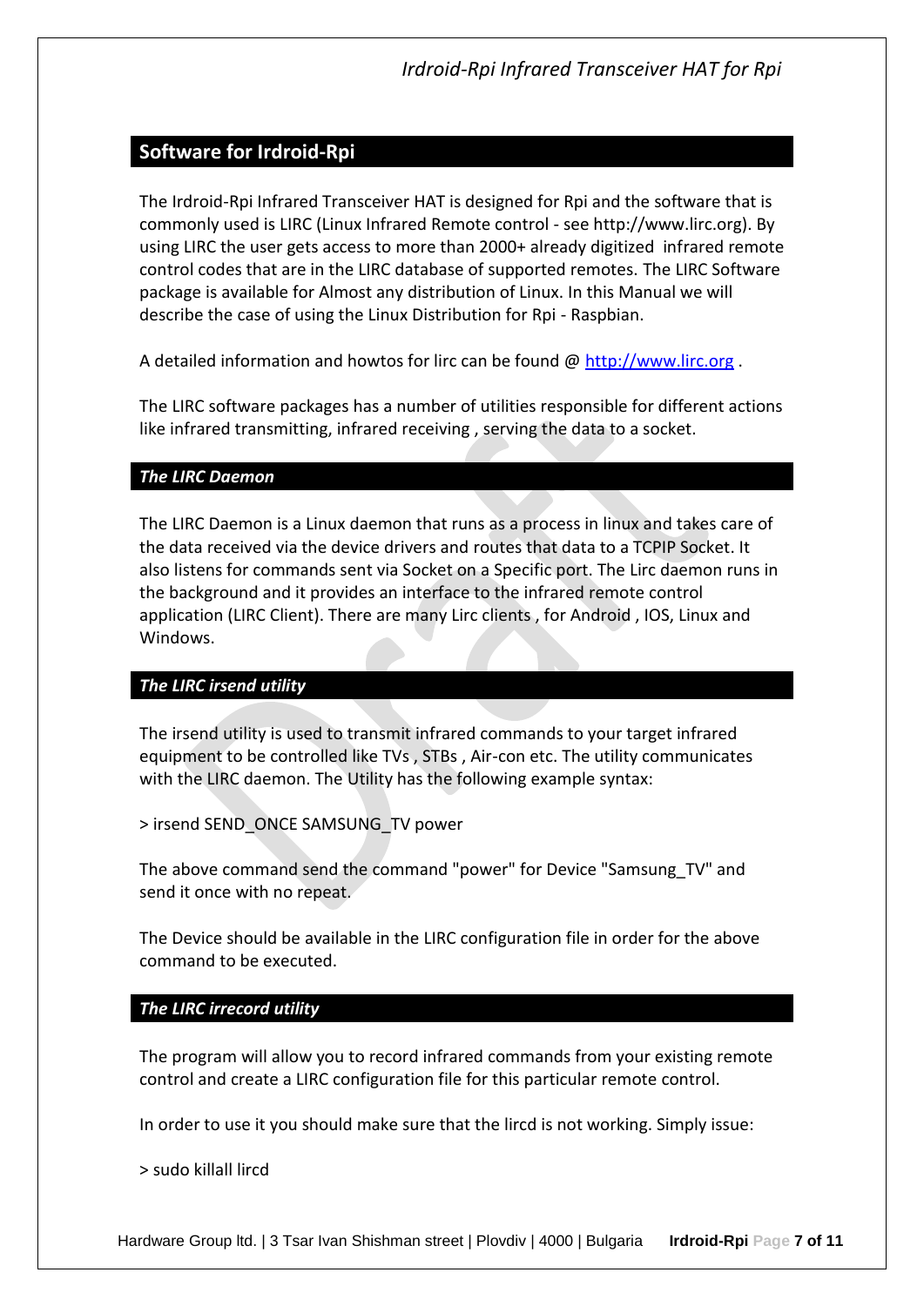## Software for Irdroid-Rpi

The Irdroid-Rpi Infrared Transceiver HAT is designed for Rpi and the software that is commonly used is LIRC (Linux Infrared Remote control - see http://www.lirc.org). By using LIRC the user gets access to more than 2000+ already digitized infrared remote control codes that are in the LIRC database of supported remotes. The LIRC Software package is available for Almost any distribution of Linux. In this Manual we will describe the case of using the Linux Distribution for Rpi - Raspbian.

A detailed information and howtos for lirc can be found @ [http://www.lirc.org](http://www.lirc.org) .

The LIRC software packages has a number of utilities responsible for different actions like infrared transmitting, infrared receiving , serving the data to a socket.

### *The LIRC Daemon*

The LIRC Daemon is a Linux daemon that runs as a process in linux and takes care of the data received via the device drivers and routes that data to a TCPIP Socket. It also listens for commands sent via Socket on a Specific port. The Lirc daemon runs in the background and it provides an interface to the infrared remote control application (LIRC Client). There are many Lirc clients , for Android , IOS, Linux and Windows.

### *The LIRC irsend utility*

The irsend utility is used to transmit infrared commands to your target infrared equipment to be controlled like TVs , STBs , Air-con etc. The utility communicates with the LIRC daemon. The Utility has the following example syntax:

> irsend SEND_ONCE SAMSUNG_TV power

The above command send the command "power" for Device "Samsung_TV" and send it once with no repeat.

The Device should be available in the LIRC configuration file in order for the above command to be executed.

### *The LIRC irrecord utility*

The program will allow you to record infrared commands from your existing remote control and create a LIRC configuration file for this particular remote control.

In order to use it you should make sure that the lircd is not working. Simply issue:

> sudo killall lircd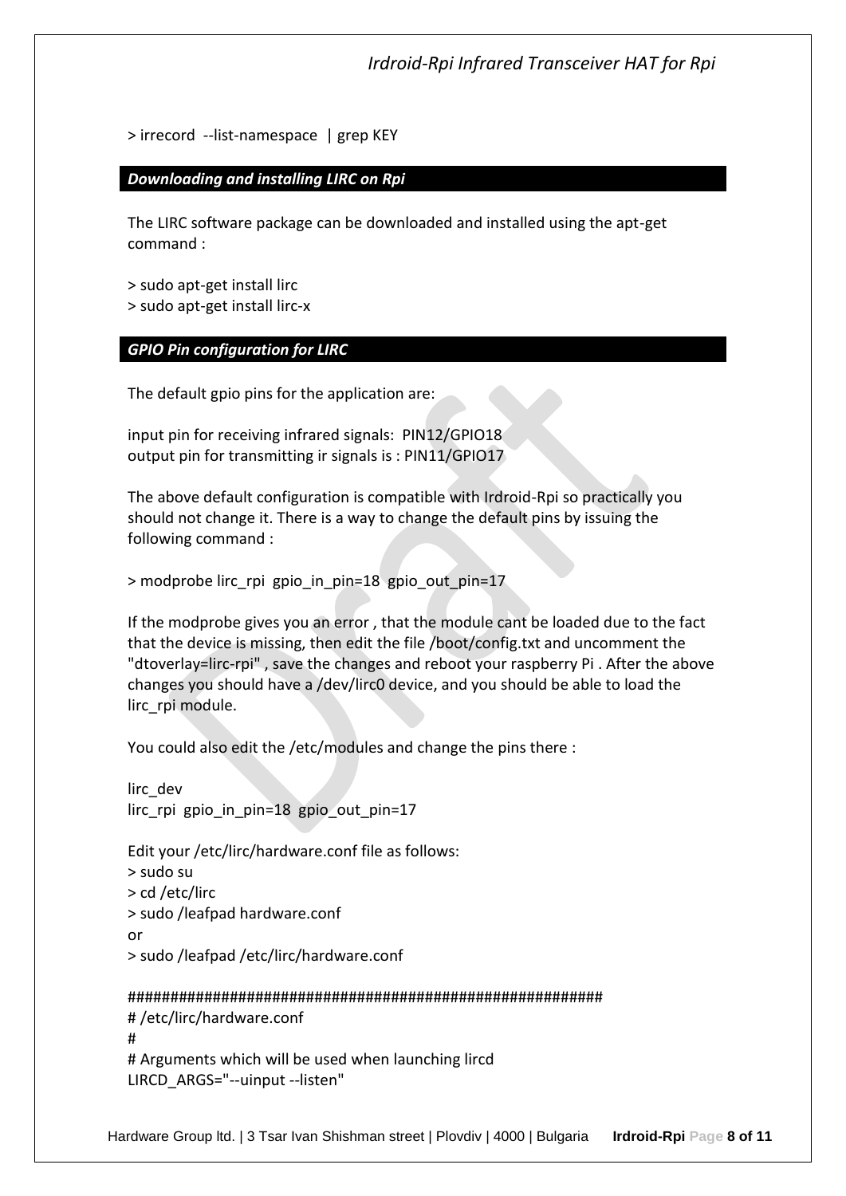> irrecord --list-namespace | grep KEY

### *Downloading and installing LIRC on Rpi*

The LIRC software package can be downloaded and installed using the apt-get command :

> sudo apt-get install lirc
> sudo apt-get install lirc-x

### *GPIO Pin configuration for LIRC*

The default gpio pins for the application are:

input pin for receiving infrared signals: PIN12/GPIO18
output pin for transmitting ir signals is : PIN11/GPIO17

The above default configuration is compatible with Irdroid-Rpi so practically you should not change it. There is a way to change the default pins by issuing the following command :

> modprobe lirc_rpi gpio_in_pin=18 gpio_out_pin=17

If the modprobe gives you an error , that the module cant be loaded due to the fact that the device is missing, then edit the file /boot/config.txt and uncomment the "dtoverlay=lirc-rpi" , save the changes and reboot your raspberry Pi . After the above changes you should have a /dev/lirc0 device, and you should be able to load the lirc_rpi module.

You could also edit the /etc/modules and change the pins there :

lirc_dev
lirc_rpi gpio_in_pin=18 gpio_out_pin=17

Edit your /etc/lirc/hardware.conf file as follows:
> sudo su
> cd /etc/lirc
> sudo /leafpad hardware.conf
or
> sudo /leafpad /etc/lirc/hardware.conf

```
########################################################
# /etc/lirc/hardware.conf
#
# Arguments which will be used when launching lircd
LIRCD_ARGS="--uinput --listen"
```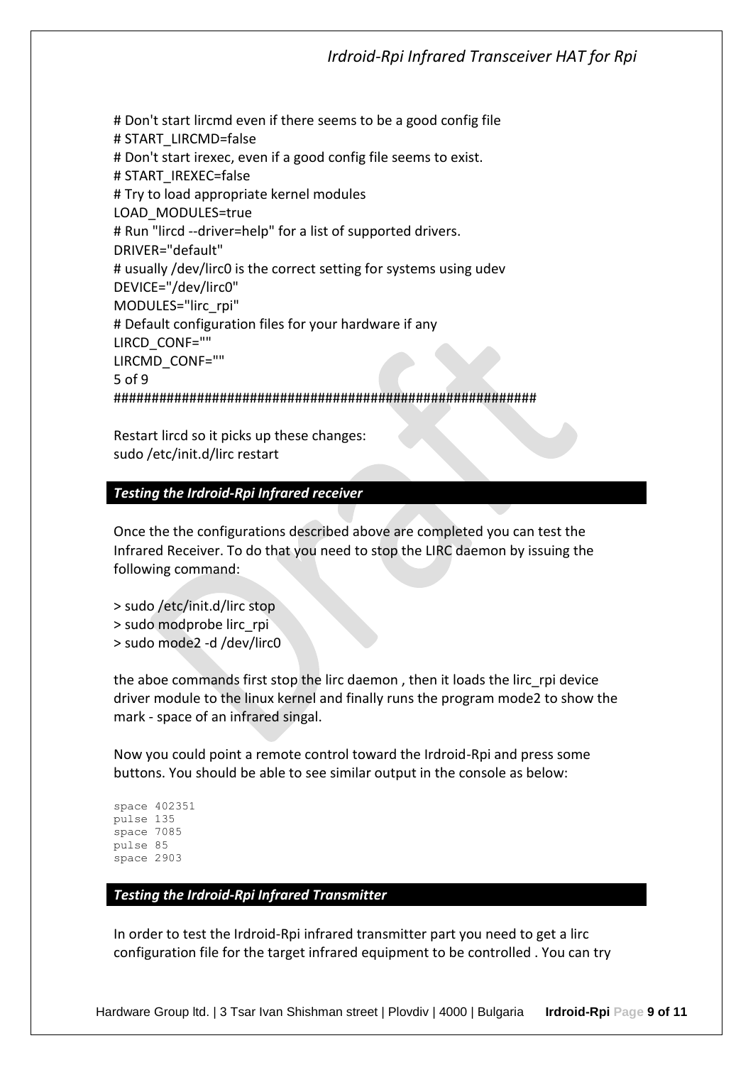# Don't start lircmd even if there seems to be a good config file
# START_LIRCMD=false
# Don't start irexec, even if a good config file seems to exist.
# START_IREXEC=false
# Try to load appropriate kernel modules
LOAD_MODULES=true
# Run "lircd --driver=help" for a list of supported drivers.
DRIVER="default"
# usually /dev/lirc0 is the correct setting for systems using udev
DEVICE="/dev/lirc0"
MODULES="lirc_rpi"
# Default configuration files for your hardware if any
LIRCD_CONF=""
LIRCMD_CONF=""
5 of 9
########################################################

Restart lircd so it picks up these changes:
sudo /etc/init.d/lirc restart

### *Testing the Irdroid-Rpi Infrared receiver*

Once the the configurations described above are completed you can test the Infrared Receiver. To do that you need to stop the LIRC daemon by issuing the following command:

> sudo /etc/init.d/lirc stop
> sudo modprobe lirc_rpi
> sudo mode2 -d /dev/lirc0

the aboe commands first stop the lirc daemon , then it loads the lirc_rpi device driver module to the linux kernel and finally runs the program mode2 to show the mark - space of an infrared singal.

Now you could point a remote control toward the Irdroid-Rpi and press some buttons. You should be able to see similar output in the console as below:

```
space 402351
pulse 135
space 7085
pulse 85
space 2903
```

### *Testing the Irdroid-Rpi Infrared Transmitter*

In order to test the Irdroid-Rpi infrared transmitter part you need to get a lirc configuration file for the target infrared equipment to be controlled . You can try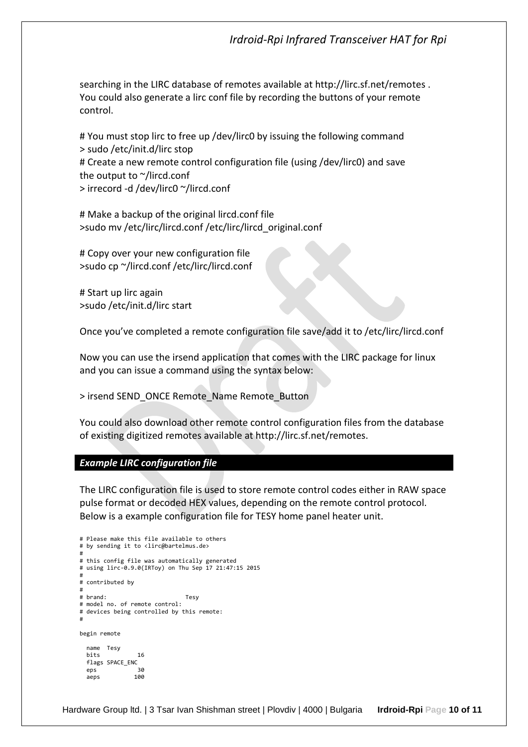searching in the LIRC database of remotes available at http://lirc.sf.net/remotes . You could also generate a lirc conf file by recording the buttons of your remote control.

# You must stop lirc to free up /dev/lirc0 by issuing the following command
> sudo /etc/init.d/lirc stop
# Create a new remote control configuration file (using /dev/lirc0) and save the output to ~/lircd.conf
> irrecord -d /dev/lirc0 ~/lircd.conf

# Make a backup of the original lircd.conf file
>sudo mv /etc/lirc/lircd.conf /etc/lirc/lircd_original.conf

# Copy over your new configuration file
>sudo cp ~/lircd.conf /etc/lirc/lircd.conf

# Start up lirc again
>sudo /etc/init.d/lirc start

Once you've completed a remote configuration file save/add it to /etc/lirc/lircd.conf

Now you can use the irsend application that comes with the LIRC package for linux and you can issue a command using the syntax below:

> irsend SEND_ONCE Remote_Name Remote_Button

You could also download other remote control configuration files from the database of existing digitized remotes available at http://lirc.sf.net/remotes.

### *Example LIRC configuration file*

The LIRC configuration file is used to store remote control codes either in RAW space pulse format or decoded HEX values, depending on the remote control protocol. Below is a example configuration file for TESY home panel heater unit.

```
# Please make this file available to others
# by sending it to <lirc@bartelmus.de>
#
# this config file was automatically generated
# using lirc-0.9.0(IRToy) on Thu Sep 17 21:47:15 2015
#
# contributed by
#
# brand:                       Tesy
# model no. of remote control:
# devices being controlled by this remote:
#

begin remote

  name  Tesy
  bits           16
  flags SPACE_ENC
  eps            30
  aeps          100
```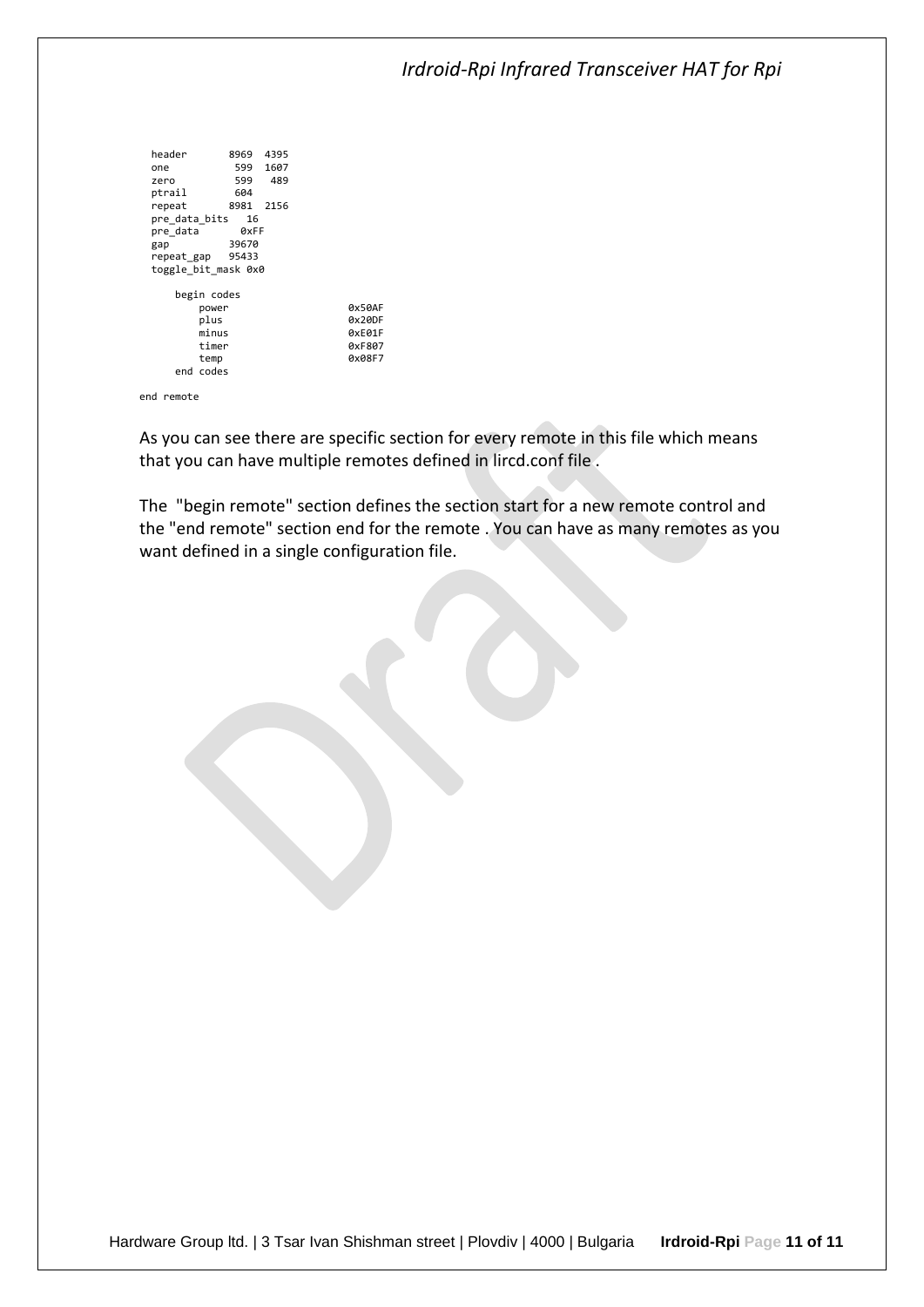```
  header       8969  4395
  one           599  1607
  zero          599   489
  ptrail        604
  repeat       8981  2156
  pre_data_bits   16
  pre_data       0xFF
  gap          39670
  repeat_gap   95433
  toggle_bit_mask 0x0

      begin codes
          power                    0x50AF
          plus                     0x20DF
          minus                    0xE01F
          timer                    0xF807
          temp                     0x08F7
      end codes

end remote
```

As you can see there are specific section for every remote in this file which means that you can have multiple remotes defined in lircd.conf file .

The "begin remote" section defines the section start for a new remote control and the "end remote" section end for the remote . You can have as many remotes as you want defined in a single configuration file.